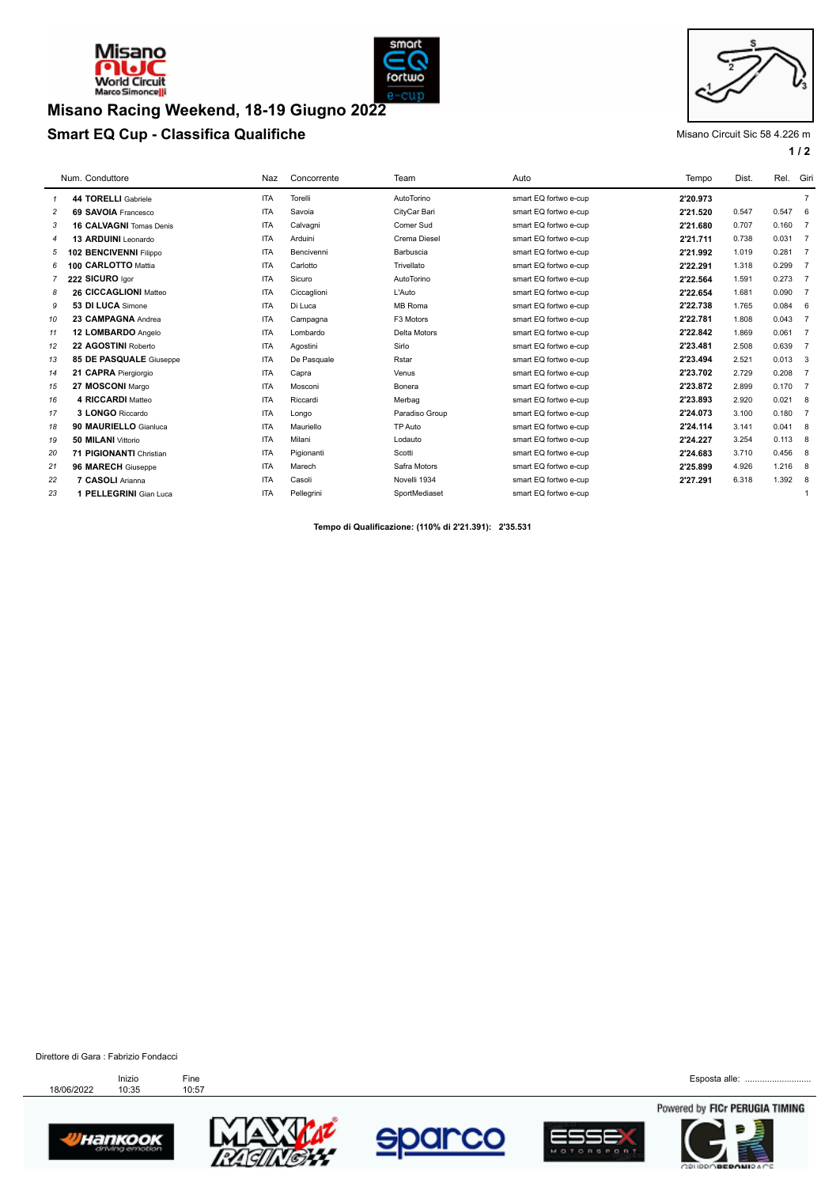# Misano Racing Weekend, 18-19 Giugno 2022

## Smart EQ Cup - Classifica Qualifiche

Misano Circuit Sic 58 4.226 m

| | Num. Conduttore | Naz | Concorrente | Team | Auto | Tempo | Dist. | Rel. | Giri |
|---|---|---|---|---|---|---|---|---|---|
| 1 | 44 **TORELLI** Gabriele | ITA | Torelli | AutoTorino | smart EQ fortwo e-cup | **2'20.973** | | | 7 |
| 2 | 69 **SAVOIA** Francesco | ITA | Savoia | CityCar Bari | smart EQ fortwo e-cup | **2'21.520** | 0.547 | 0.547 | 6 |
| 3 | 16 **CALVAGNI** Tomas Denis | ITA | Calvagni | Comer Sud | smart EQ fortwo e-cup | **2'21.680** | 0.707 | 0.160 | 7 |
| 4 | 13 **ARDUINI** Leonardo | ITA | Arduini | Crema Diesel | smart EQ fortwo e-cup | **2'21.711** | 0.738 | 0.031 | 7 |
| 5 | 102 **BENCIVENNI** Filippo | ITA | Bencivenni | Barbuscia | smart EQ fortwo e-cup | **2'21.992** | 1.019 | 0.281 | 7 |
| 6 | 100 **CARLOTTO** Mattia | ITA | Carlotto | Trivellato | smart EQ fortwo e-cup | **2'22.291** | 1.318 | 0.299 | 7 |
| 7 | 222 **SICURO** Igor | ITA | Sicuro | AutoTorino | smart EQ fortwo e-cup | **2'22.564** | 1.591 | 0.273 | 7 |
| 8 | 26 **CICCAGLIONI** Matteo | ITA | Ciccaglioni | L'Auto | smart EQ fortwo e-cup | **2'22.654** | 1.681 | 0.090 | 7 |
| 9 | 53 **DI LUCA** Simone | ITA | Di Luca | MB Roma | smart EQ fortwo e-cup | **2'22.738** | 1.765 | 0.084 | 6 |
| 10 | 23 **CAMPAGNA** Andrea | ITA | Campagna | F3 Motors | smart EQ fortwo e-cup | **2'22.781** | 1.808 | 0.043 | 7 |
| 11 | 12 **LOMBARDO** Angelo | ITA | Lombardo | Delta Motors | smart EQ fortwo e-cup | **2'22.842** | 1.869 | 0.061 | 7 |
| 12 | 22 **AGOSTINI** Roberto | ITA | Agostini | Sirlo | smart EQ fortwo e-cup | **2'23.481** | 2.508 | 0.639 | 7 |
| 13 | 85 **DE PASQUALE** Giuseppe | ITA | De Pasquale | Rstar | smart EQ fortwo e-cup | **2'23.494** | 2.521 | 0.013 | 3 |
| 14 | 21 **CAPRA** Piergiorgio | ITA | Capra | Venus | smart EQ fortwo e-cup | **2'23.702** | 2.729 | 0.208 | 7 |
| 15 | 27 **MOSCONI** Margo | ITA | Mosconi | Bonera | smart EQ fortwo e-cup | **2'23.872** | 2.899 | 0.170 | 7 |
| 16 | 4 **RICCARDI** Matteo | ITA | Riccardi | Merbag | smart EQ fortwo e-cup | **2'23.893** | 2.920 | 0.021 | 8 |
| 17 | 3 **LONGO** Riccardo | ITA | Longo | Paradiso Group | smart EQ fortwo e-cup | **2'24.073** | 3.100 | 0.180 | 7 |
| 18 | 90 **MAURIELLO** Gianluca | ITA | Mauriello | TP Auto | smart EQ fortwo e-cup | **2'24.114** | 3.141 | 0.041 | 8 |
| 19 | 50 **MILANI** Vittorio | ITA | Milani | Lodauto | smart EQ fortwo e-cup | **2'24.227** | 3.254 | 0.113 | 8 |
| 20 | 71 **PIGIONANTI** Christian | ITA | Pigionanti | Scotti | smart EQ fortwo e-cup | **2'24.683** | 3.710 | 0.456 | 8 |
| 21 | 96 **MARECH** Giuseppe | ITA | Marech | Safra Motors | smart EQ fortwo e-cup | **2'25.899** | 4.926 | 1.216 | 8 |
| 22 | 7 **CASOLI** Arianna | ITA | Casoli | Novelli 1934 | smart EQ fortwo e-cup | **2'27.291** | 6.318 | 1.392 | 8 |
| 23 | 1 **PELLEGRINI** Gian Luca | ITA | Pellegrini | SportMediaset | smart EQ fortwo e-cup | | | | 1 |

**Tempo di Qualificazione: (110% di 2'21.391): 2'35.531**

Direttore di Gara : Fabrizio Fondacci

| | Inizio | Fine |
|---|---|---|
| 18/06/2022 | 10:35 | 10:57 |

Esposta alle: ..........................

Powered by FICr PERUGIA TIMING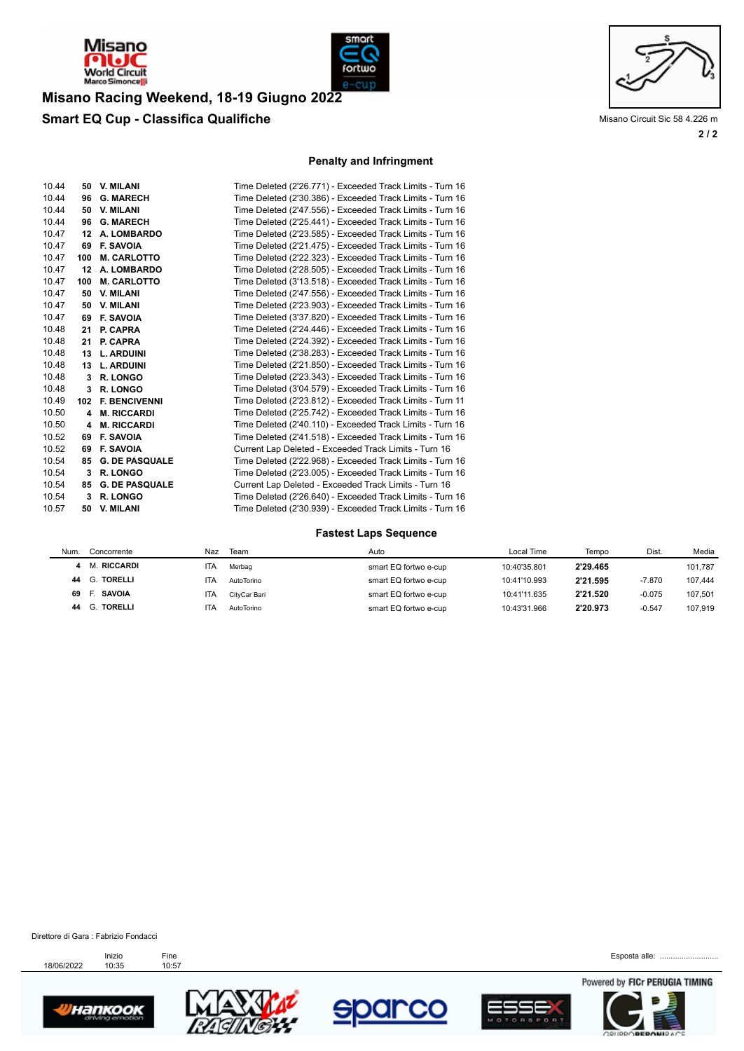# Misano Racing Weekend, 18-19 Giugno 2022

## Smart EQ Cup - Classifica Qualifiche

Misano Circuit Sic 58 4.226 m

### Penalty and Infringment

| | | | |
|---|---|---|---|
| 10.44 | 50 | **V. MILANI** | Time Deleted (2'26.771) - Exceeded Track Limits - Turn 16 |
| 10.44 | 96 | **G. MARECH** | Time Deleted (2'30.386) - Exceeded Track Limits - Turn 16 |
| 10.44 | 50 | **V. MILANI** | Time Deleted (2'47.556) - Exceeded Track Limits - Turn 16 |
| 10.44 | 96 | **G. MARECH** | Time Deleted (2'25.441) - Exceeded Track Limits - Turn 16 |
| 10.47 | 12 | **A. LOMBARDO** | Time Deleted (2'23.585) - Exceeded Track Limits - Turn 16 |
| 10.47 | 69 | **F. SAVOIA** | Time Deleted (2'21.475) - Exceeded Track Limits - Turn 16 |
| 10.47 | 100 | **M. CARLOTTO** | Time Deleted (2'22.323) - Exceeded Track Limits - Turn 16 |
| 10.47 | 12 | **A. LOMBARDO** | Time Deleted (2'28.505) - Exceeded Track Limits - Turn 16 |
| 10.47 | 100 | **M. CARLOTTO** | Time Deleted (3'13.518) - Exceeded Track Limits - Turn 16 |
| 10.47 | 50 | **V. MILANI** | Time Deleted (2'47.556) - Exceeded Track Limits - Turn 16 |
| 10.47 | 50 | **V. MILANI** | Time Deleted (2'23.903) - Exceeded Track Limits - Turn 16 |
| 10.47 | 69 | **F. SAVOIA** | Time Deleted (3'37.820) - Exceeded Track Limits - Turn 16 |
| 10.48 | 21 | **P. CAPRA** | Time Deleted (2'24.446) - Exceeded Track Limits - Turn 16 |
| 10.48 | 21 | **P. CAPRA** | Time Deleted (2'24.392) - Exceeded Track Limits - Turn 16 |
| 10.48 | 13 | **L. ARDUINI** | Time Deleted (2'38.283) - Exceeded Track Limits - Turn 16 |
| 10.48 | 13 | **L. ARDUINI** | Time Deleted (2'21.850) - Exceeded Track Limits - Turn 16 |
| 10.48 | 3 | **R. LONGO** | Time Deleted (2'23.343) - Exceeded Track Limits - Turn 16 |
| 10.48 | 3 | **R. LONGO** | Time Deleted (3'04.579) - Exceeded Track Limits - Turn 16 |
| 10.49 | 102 | **F. BENCIVENNI** | Time Deleted (2'23.812) - Exceeded Track Limits - Turn 11 |
| 10.50 | 4 | **M. RICCARDI** | Time Deleted (2'25.742) - Exceeded Track Limits - Turn 16 |
| 10.50 | 4 | **M. RICCARDI** | Time Deleted (2'40.110) - Exceeded Track Limits - Turn 16 |
| 10.52 | 69 | **F. SAVOIA** | Time Deleted (2'41.518) - Exceeded Track Limits - Turn 16 |
| 10.52 | 69 | **F. SAVOIA** | Current Lap Deleted - Exceeded Track Limits - Turn 16 |
| 10.54 | 85 | **G. DE PASQUALE** | Time Deleted (2'22.968) - Exceeded Track Limits - Turn 16 |
| 10.54 | 3 | **R. LONGO** | Time Deleted (2'23.005) - Exceeded Track Limits - Turn 16 |
| 10.54 | 85 | **G. DE PASQUALE** | Current Lap Deleted - Exceeded Track Limits - Turn 16 |
| 10.54 | 3 | **R. LONGO** | Time Deleted (2'26.640) - Exceeded Track Limits - Turn 16 |
| 10.57 | 50 | **V. MILANI** | Time Deleted (2'30.939) - Exceeded Track Limits - Turn 16 |

### Fastest Laps Sequence

| Num. | Concorrente | Naz | Team | Auto | Local Time | Tempo | Dist. | Media |
|---|---|---|---|---|---|---|---|---|
| 4 | M. **RICCARDI** | ITA | Merbag | smart EQ fortwo e-cup | 10:40'35.801 | **2'29.465** | | 101,787 |
| 44 | G. **TORELLI** | ITA | AutoTorino | smart EQ fortwo e-cup | 10:41'10.993 | **2'21.595** | -7.870 | 107,444 |
| 69 | F. **SAVOIA** | ITA | CityCar Bari | smart EQ fortwo e-cup | 10:41'11.635 | **2'21.520** | -0.075 | 107,501 |
| 44 | G. **TORELLI** | ITA | AutoTorino | smart EQ fortwo e-cup | 10:43'31.966 | **2'20.973** | -0.547 | 107,919 |

Direttore di Gara : Fabrizio Fondacci

| | Inizio | Fine |
|---|---|---|
| 18/06/2022 | 10:35 | 10:57 |

Esposta alle: ..........................

Powered by FICr PERUGIA TIMING